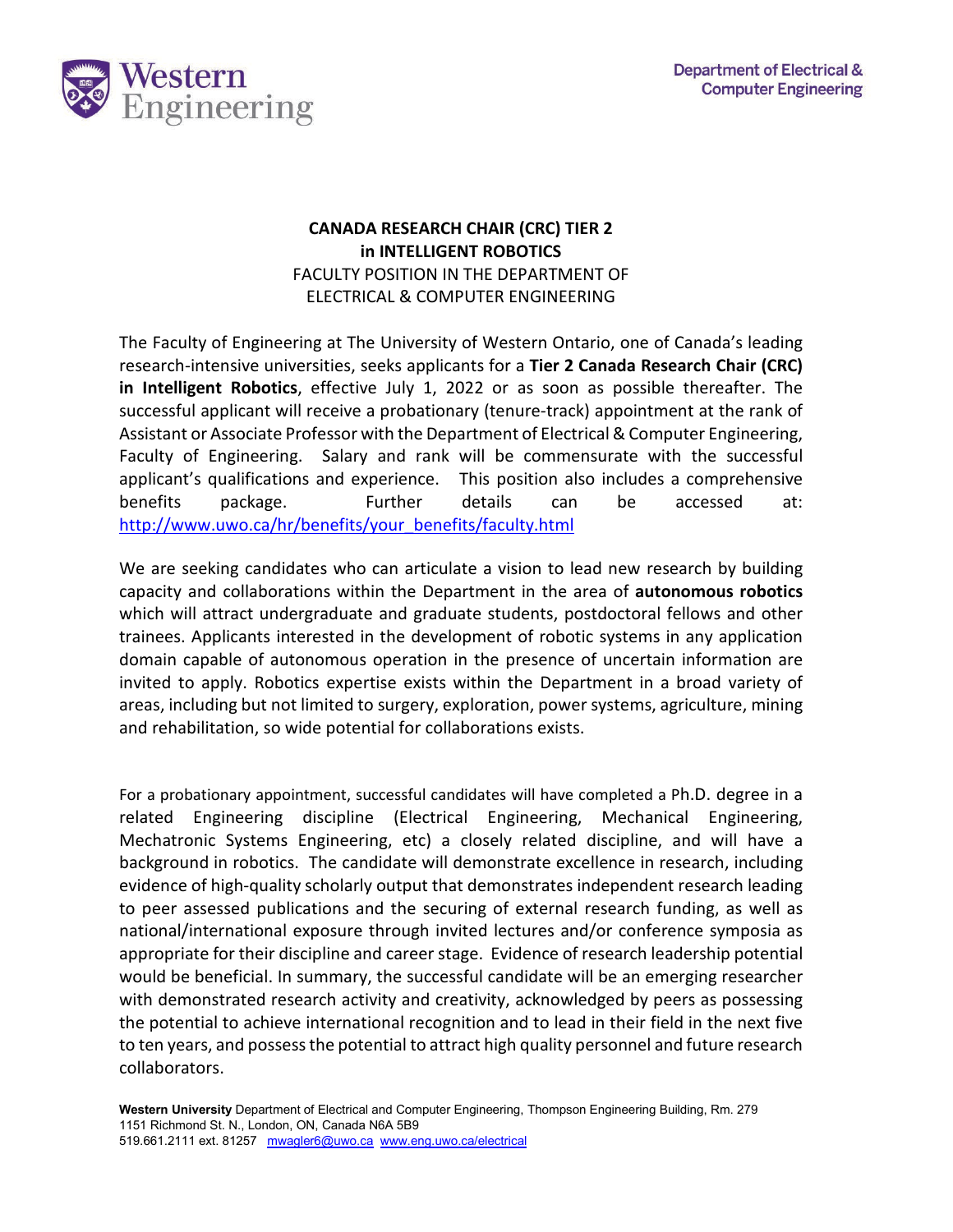Western Engineering

Department of Electrical & Computer Engineering

**CANADA RESEARCH CHAIR (CRC) TIER 2**
**in INTELLIGENT ROBOTICS**
FACULTY POSITION IN THE DEPARTMENT OF
ELECTRICAL & COMPUTER ENGINEERING

The Faculty of Engineering at The University of Western Ontario, one of Canada's leading research-intensive universities, seeks applicants for a **Tier 2 Canada Research Chair (CRC) in Intelligent Robotics**, effective July 1, 2022 or as soon as possible thereafter. The successful applicant will receive a probationary (tenure-track) appointment at the rank of Assistant or Associate Professor with the Department of Electrical & Computer Engineering, Faculty of Engineering. Salary and rank will be commensurate with the successful applicant's qualifications and experience. This position also includes a comprehensive benefits package. Further details can be accessed at: http://www.uwo.ca/hr/benefits/your_benefits/faculty.html

We are seeking candidates who can articulate a vision to lead new research by building capacity and collaborations within the Department in the area of **autonomous robotics** which will attract undergraduate and graduate students, postdoctoral fellows and other trainees. Applicants interested in the development of robotic systems in any application domain capable of autonomous operation in the presence of uncertain information are invited to apply. Robotics expertise exists within the Department in a broad variety of areas, including but not limited to surgery, exploration, power systems, agriculture, mining and rehabilitation, so wide potential for collaborations exists.

For a probationary appointment, successful candidates will have completed a Ph.D. degree in a related Engineering discipline (Electrical Engineering, Mechanical Engineering, Mechatronic Systems Engineering, etc) a closely related discipline, and will have a background in robotics. The candidate will demonstrate excellence in research, including evidence of high-quality scholarly output that demonstrates independent research leading to peer assessed publications and the securing of external research funding, as well as national/international exposure through invited lectures and/or conference symposia as appropriate for their discipline and career stage. Evidence of research leadership potential would be beneficial. In summary, the successful candidate will be an emerging researcher with demonstrated research activity and creativity, acknowledged by peers as possessing the potential to achieve international recognition and to lead in their field in the next five to ten years, and possess the potential to attract high quality personnel and future research collaborators.

**Western University** Department of Electrical and Computer Engineering, Thompson Engineering Building, Rm. 279
1151 Richmond St. N., London, ON, Canada N6A 5B9
519.661.2111 ext. 81257 mwagler6@uwo.ca www.eng.uwo.ca/electrical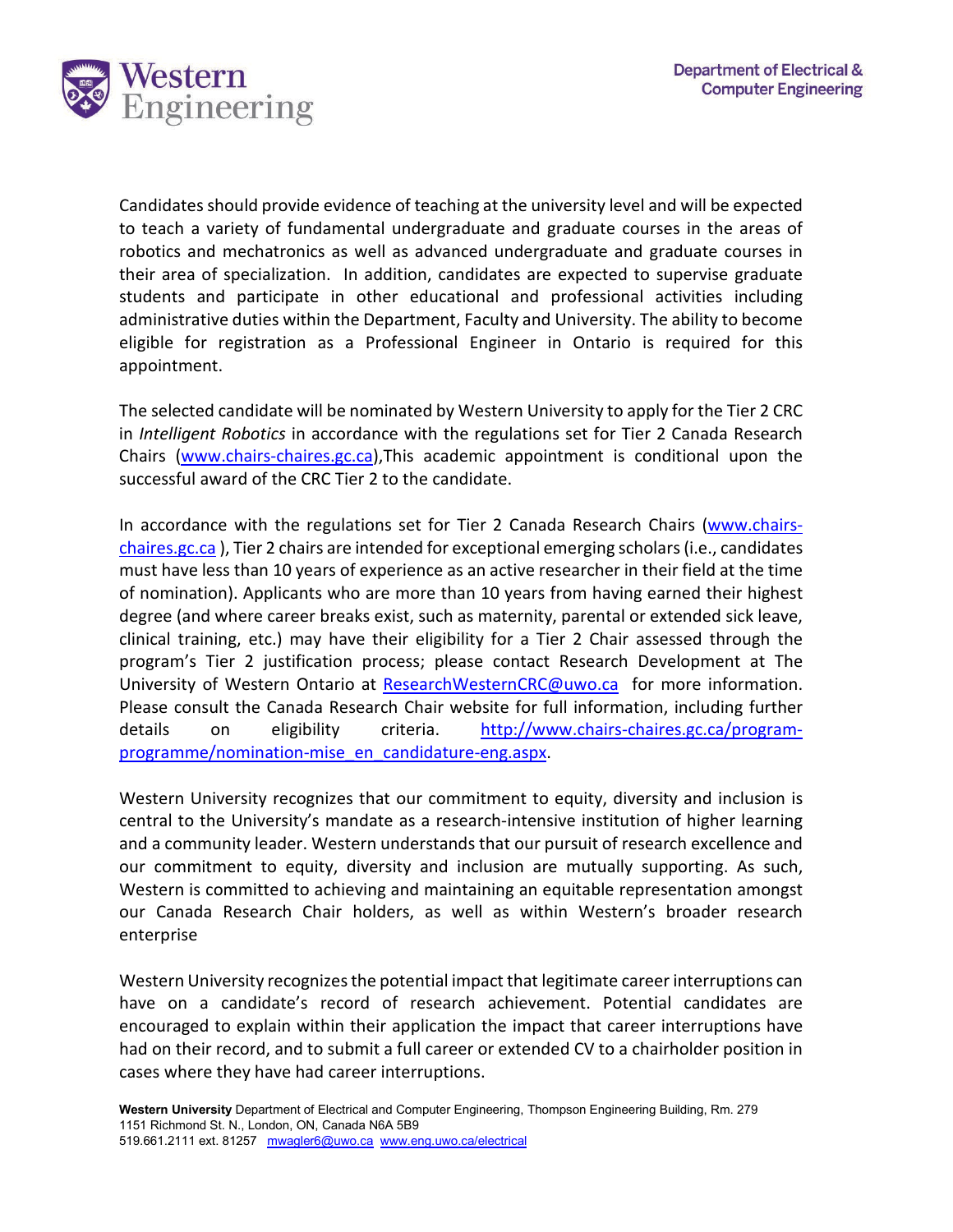Candidates should provide evidence of teaching at the university level and will be expected to teach a variety of fundamental undergraduate and graduate courses in the areas of robotics and mechatronics as well as advanced undergraduate and graduate courses in their area of specialization. In addition, candidates are expected to supervise graduate students and participate in other educational and professional activities including administrative duties within the Department, Faculty and University. The ability to become eligible for registration as a Professional Engineer in Ontario is required for this appointment.

The selected candidate will be nominated by Western University to apply for the Tier 2 CRC in *Intelligent Robotics* in accordance with the regulations set for Tier 2 Canada Research Chairs (www.chairs-chaires.gc.ca),This academic appointment is conditional upon the successful award of the CRC Tier 2 to the candidate.

In accordance with the regulations set for Tier 2 Canada Research Chairs (www.chairs-chaires.gc.ca ), Tier 2 chairs are intended for exceptional emerging scholars (i.e., candidates must have less than 10 years of experience as an active researcher in their field at the time of nomination). Applicants who are more than 10 years from having earned their highest degree (and where career breaks exist, such as maternity, parental or extended sick leave, clinical training, etc.) may have their eligibility for a Tier 2 Chair assessed through the program's Tier 2 justification process; please contact Research Development at The University of Western Ontario at ResearchWesternCRC@uwo.ca for more information. Please consult the Canada Research Chair website for full information, including further details on eligibility criteria. http://www.chairs-chaires.gc.ca/program-programme/nomination-mise_en_candidature-eng.aspx.

Western University recognizes that our commitment to equity, diversity and inclusion is central to the University's mandate as a research-intensive institution of higher learning and a community leader. Western understands that our pursuit of research excellence and our commitment to equity, diversity and inclusion are mutually supporting. As such, Western is committed to achieving and maintaining an equitable representation amongst our Canada Research Chair holders, as well as within Western's broader research enterprise

Western University recognizes the potential impact that legitimate career interruptions can have on a candidate's record of research achievement. Potential candidates are encouraged to explain within their application the impact that career interruptions have had on their record, and to submit a full career or extended CV to a chairholder position in cases where they have had career interruptions.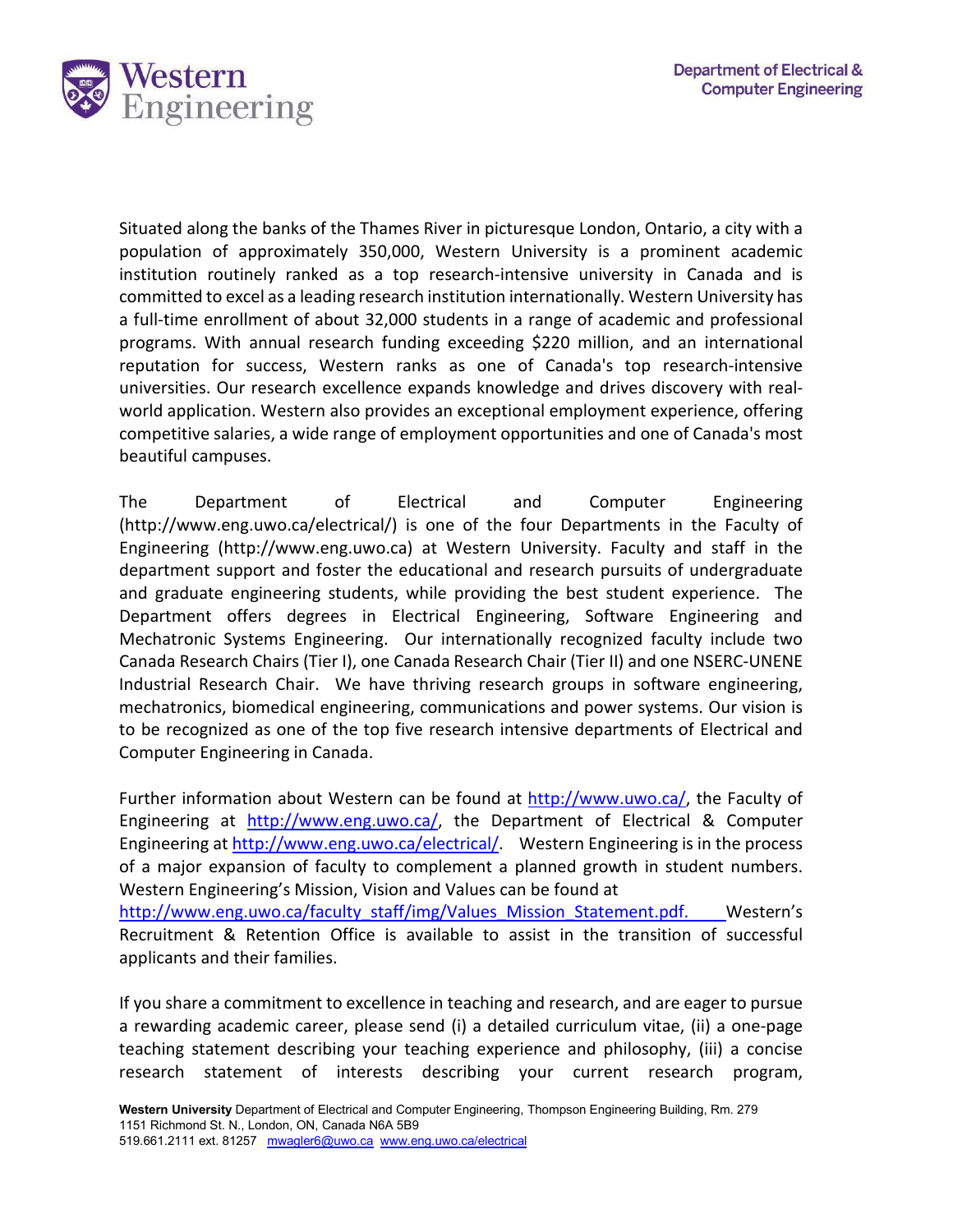Situated along the banks of the Thames River in picturesque London, Ontario, a city with a population of approximately 350,000, Western University is a prominent academic institution routinely ranked as a top research-intensive university in Canada and is committed to excel as a leading research institution internationally. Western University has a full-time enrollment of about 32,000 students in a range of academic and professional programs. With annual research funding exceeding $220 million, and an international reputation for success, Western ranks as one of Canada's top research-intensive universities. Our research excellence expands knowledge and drives discovery with real-world application. Western also provides an exceptional employment experience, offering competitive salaries, a wide range of employment opportunities and one of Canada's most beautiful campuses.

The Department of Electrical and Computer Engineering (http://www.eng.uwo.ca/electrical/) is one of the four Departments in the Faculty of Engineering (http://www.eng.uwo.ca) at Western University. Faculty and staff in the department support and foster the educational and research pursuits of undergraduate and graduate engineering students, while providing the best student experience. The Department offers degrees in Electrical Engineering, Software Engineering and Mechatronic Systems Engineering. Our internationally recognized faculty include two Canada Research Chairs (Tier I), one Canada Research Chair (Tier II) and one NSERC-UNENE Industrial Research Chair. We have thriving research groups in software engineering, mechatronics, biomedical engineering, communications and power systems. Our vision is to be recognized as one of the top five research intensive departments of Electrical and Computer Engineering in Canada.

Further information about Western can be found at http://www.uwo.ca/, the Faculty of Engineering at http://www.eng.uwo.ca/, the Department of Electrical & Computer Engineering at http://www.eng.uwo.ca/electrical/. Western Engineering is in the process of a major expansion of faculty to complement a planned growth in student numbers. Western Engineering's Mission, Vision and Values can be found at http://www.eng.uwo.ca/faculty_staff/img/Values_Mission_Statement.pdf. Western's Recruitment & Retention Office is available to assist in the transition of successful applicants and their families.

If you share a commitment to excellence in teaching and research, and are eager to pursue a rewarding academic career, please send (i) a detailed curriculum vitae, (ii) a one-page teaching statement describing your teaching experience and philosophy, (iii) a concise research statement of interests describing your current research program,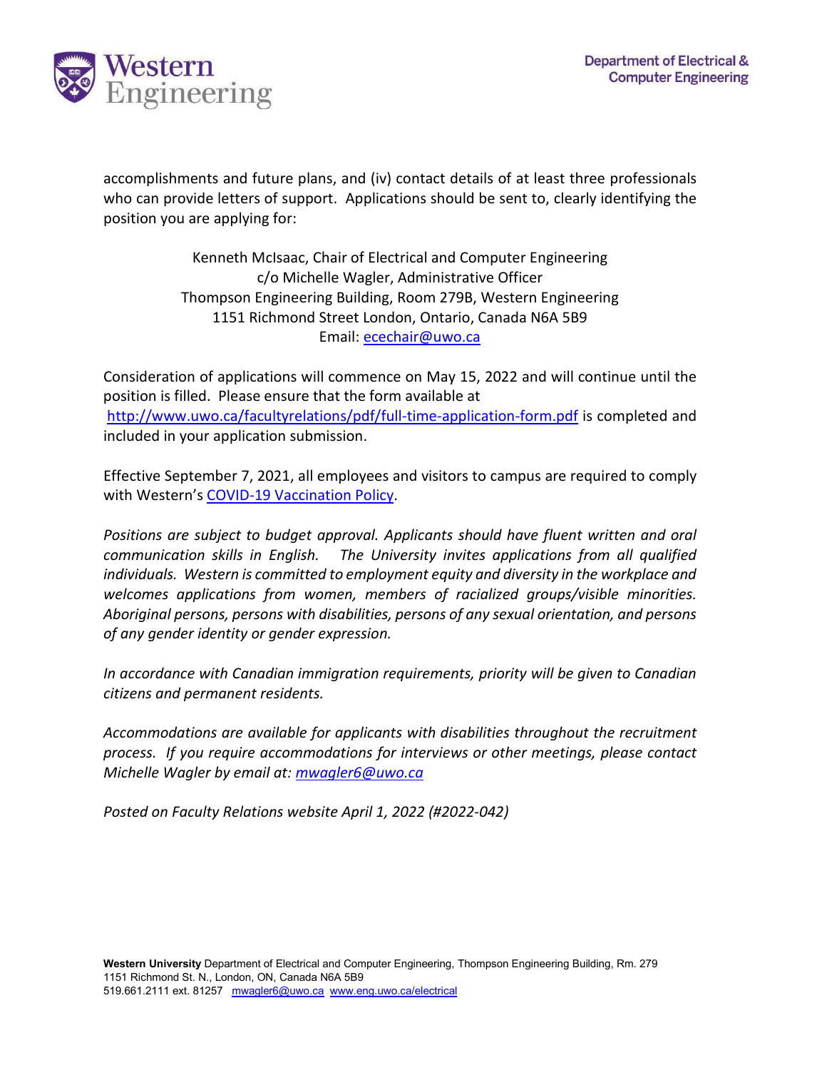accomplishments and future plans, and (iv) contact details of at least three professionals who can provide letters of support. Applications should be sent to, clearly identifying the position you are applying for:

Kenneth McIsaac, Chair of Electrical and Computer Engineering
c/o Michelle Wagler, Administrative Officer
Thompson Engineering Building, Room 279B, Western Engineering
1151 Richmond Street London, Ontario, Canada N6A 5B9
Email: ecechair@uwo.ca

Consideration of applications will commence on May 15, 2022 and will continue until the position is filled. Please ensure that the form available at http://www.uwo.ca/facultyrelations/pdf/full-time-application-form.pdf is completed and included in your application submission.

Effective September 7, 2021, all employees and visitors to campus are required to comply with Western's COVID-19 Vaccination Policy.

*Positions are subject to budget approval. Applicants should have fluent written and oral communication skills in English. The University invites applications from all qualified individuals. Western is committed to employment equity and diversity in the workplace and welcomes applications from women, members of racialized groups/visible minorities. Aboriginal persons, persons with disabilities, persons of any sexual orientation, and persons of any gender identity or gender expression.*

*In accordance with Canadian immigration requirements, priority will be given to Canadian citizens and permanent residents.*

*Accommodations are available for applicants with disabilities throughout the recruitment process. If you require accommodations for interviews or other meetings, please contact Michelle Wagler by email at: mwagler6@uwo.ca*

*Posted on Faculty Relations website April 1, 2022 (#2022-042)*